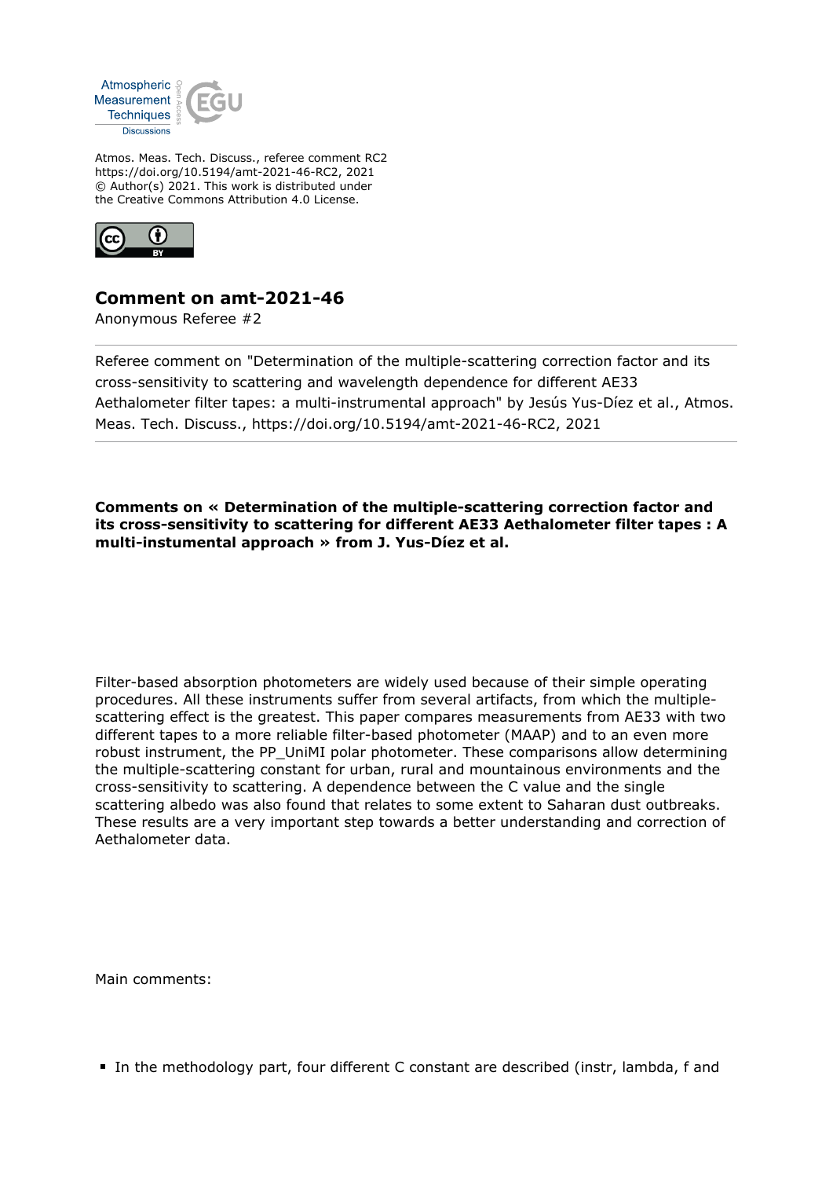Atmos. Meas. Tech. Discuss., referee comment RC2
https://doi.org/10.5194/amt-2021-46-RC2, 2021
© Author(s) 2021. This work is distributed under
the Creative Commons Attribution 4.0 License.

## Comment on amt-2021-46

Anonymous Referee #2

Referee comment on "Determination of the multiple-scattering correction factor and its cross-sensitivity to scattering and wavelength dependence for different AE33 Aethalometer filter tapes: a multi-instrumental approach" by Jesús Yus-Díez et al., Atmos. Meas. Tech. Discuss., https://doi.org/10.5194/amt-2021-46-RC2, 2021

**Comments on « Determination of the multiple-scattering correction factor and its cross-sensitivity to scattering for different AE33 Aethalometer filter tapes : A multi-instumental approach » from J. Yus-Díez et al.**

Filter-based absorption photometers are widely used because of their simple operating procedures. All these instruments suffer from several artifacts, from which the multiple-scattering effect is the greatest. This paper compares measurements from AE33 with two different tapes to a more reliable filter-based photometer (MAAP) and to an even more robust instrument, the PP_UniMI polar photometer. These comparisons allow determining the multiple-scattering constant for urban, rural and mountainous environments and the cross-sensitivity to scattering. A dependence between the C value and the single scattering albedo was also found that relates to some extent to Saharan dust outbreaks. These results are a very important step towards a better understanding and correction of Aethalometer data.

Main comments:

- In the methodology part, four different C constant are described (instr, lambda, f and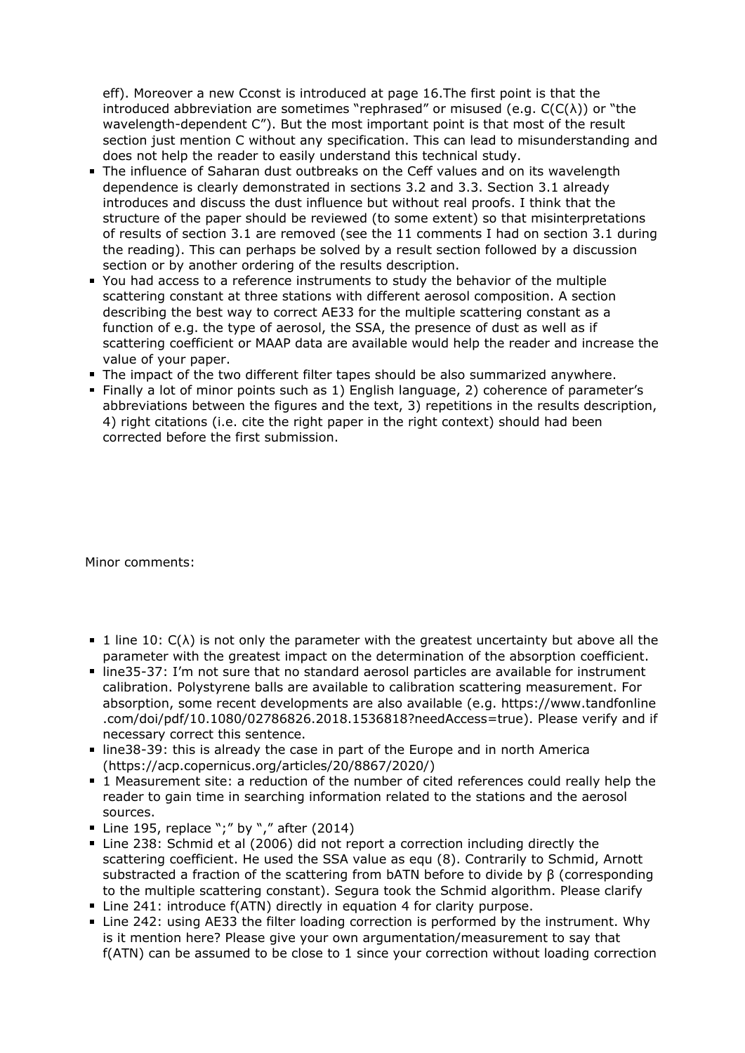eff). Moreover a new Cconst is introduced at page 16.The first point is that the introduced abbreviation are sometimes "rephrased" or misused (e.g. C(C(λ)) or "the wavelength-dependent C"). But the most important point is that most of the result section just mention C without any specification. This can lead to misunderstanding and does not help the reader to easily understand this technical study.

- The influence of Saharan dust outbreaks on the Ceff values and on its wavelength dependence is clearly demonstrated in sections 3.2 and 3.3. Section 3.1 already introduces and discuss the dust influence but without real proofs. I think that the structure of the paper should be reviewed (to some extent) so that misinterpretations of results of section 3.1 are removed (see the 11 comments I had on section 3.1 during the reading). This can perhaps be solved by a result section followed by a discussion section or by another ordering of the results description.
- You had access to a reference instruments to study the behavior of the multiple scattering constant at three stations with different aerosol composition. A section describing the best way to correct AE33 for the multiple scattering constant as a function of e.g. the type of aerosol, the SSA, the presence of dust as well as if scattering coefficient or MAAP data are available would help the reader and increase the value of your paper.
- The impact of the two different filter tapes should be also summarized anywhere.
- Finally a lot of minor points such as 1) English language, 2) coherence of parameter's abbreviations between the figures and the text, 3) repetitions in the results description, 4) right citations (i.e. cite the right paper in the right context) should had been corrected before the first submission.

Minor comments:

- 1 line 10: C(λ) is not only the parameter with the greatest uncertainty but above all the parameter with the greatest impact on the determination of the absorption coefficient.
- line35-37: I'm not sure that no standard aerosol particles are available for instrument calibration. Polystyrene balls are available to calibration scattering measurement. For absorption, some recent developments are also available (e.g. https://www.tandfonline.com/doi/pdf/10.1080/02786826.2018.1536818?needAccess=true). Please verify and if necessary correct this sentence.
- line38-39: this is already the case in part of the Europe and in north America (https://acp.copernicus.org/articles/20/8867/2020/)
- 1 Measurement site: a reduction of the number of cited references could really help the reader to gain time in searching information related to the stations and the aerosol sources.
- Line 195, replace ";" by "," after (2014)
- Line 238: Schmid et al (2006) did not report a correction including directly the scattering coefficient. He used the SSA value as equ (8). Contrarily to Schmid, Arnott substracted a fraction of the scattering from bATN before to divide by β (corresponding to the multiple scattering constant). Segura took the Schmid algorithm. Please clarify
- Line 241: introduce f(ATN) directly in equation 4 for clarity purpose.
- Line 242: using AE33 the filter loading correction is performed by the instrument. Why is it mention here? Please give your own argumentation/measurement to say that f(ATN) can be assumed to be close to 1 since your correction without loading correction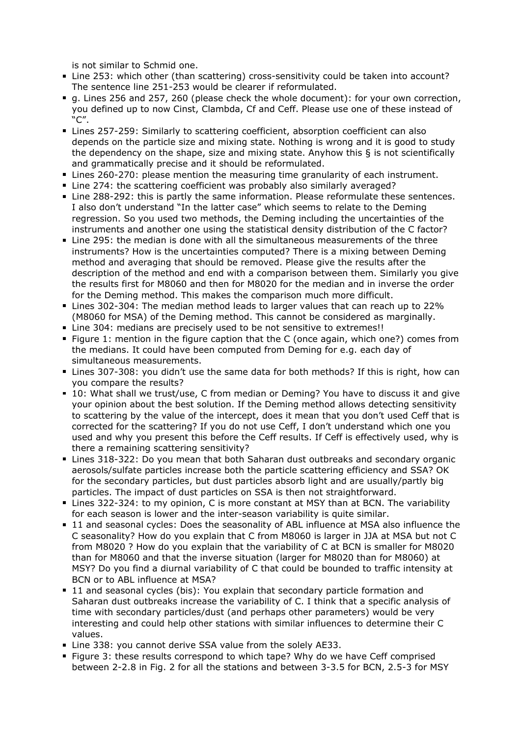is not similar to Schmid one.

- Line 253: which other (than scattering) cross-sensitivity could be taken into account? The sentence line 251-253 would be clearer if reformulated.
- g. Lines 256 and 257, 260 (please check the whole document): for your own correction, you defined up to now Cinst, Clambda, Cf and Ceff. Please use one of these instead of "C".
- Lines 257-259: Similarly to scattering coefficient, absorption coefficient can also depends on the particle size and mixing state. Nothing is wrong and it is good to study the dependency on the shape, size and mixing state. Anyhow this § is not scientifically and grammatically precise and it should be reformulated.
- Lines 260-270: please mention the measuring time granularity of each instrument.
- Line 274: the scattering coefficient was probably also similarly averaged?
- Line 288-292: this is partly the same information. Please reformulate these sentences. I also don't understand "In the latter case" which seems to relate to the Deming regression. So you used two methods, the Deming including the uncertainties of the instruments and another one using the statistical density distribution of the C factor?
- Line 295: the median is done with all the simultaneous measurements of the three instruments? How is the uncertainties computed? There is a mixing between Deming method and averaging that should be removed. Please give the results after the description of the method and end with a comparison between them. Similarly you give the results first for M8060 and then for M8020 for the median and in inverse the order for the Deming method. This makes the comparison much more difficult.
- Lines 302-304: The median method leads to larger values that can reach up to 22% (M8060 for MSA) of the Deming method. This cannot be considered as marginally.
- Line 304: medians are precisely used to be not sensitive to extremes!!
- Figure 1: mention in the figure caption that the C (once again, which one?) comes from the medians. It could have been computed from Deming for e.g. each day of simultaneous measurements.
- Lines 307-308: you didn't use the same data for both methods? If this is right, how can you compare the results?
- 10: What shall we trust/use, C from median or Deming? You have to discuss it and give your opinion about the best solution. If the Deming method allows detecting sensitivity to scattering by the value of the intercept, does it mean that you don't used Ceff that is corrected for the scattering? If you do not use Ceff, I don't understand which one you used and why you present this before the Ceff results. If Ceff is effectively used, why is there a remaining scattering sensitivity?
- Lines 318-322: Do you mean that both Saharan dust outbreaks and secondary organic aerosols/sulfate particles increase both the particle scattering efficiency and SSA? OK for the secondary particles, but dust particles absorb light and are usually/partly big particles. The impact of dust particles on SSA is then not straightforward.
- Lines 322-324: to my opinion, C is more constant at MSY than at BCN. The variability for each season is lower and the inter-season variability is quite similar.
- 11 and seasonal cycles: Does the seasonality of ABL influence at MSA also influence the C seasonality? How do you explain that C from M8060 is larger in JJA at MSA but not C from M8020 ? How do you explain that the variability of C at BCN is smaller for M8020 than for M8060 and that the inverse situation (larger for M8020 than for M8060) at MSY? Do you find a diurnal variability of C that could be bounded to traffic intensity at BCN or to ABL influence at MSA?
- 11 and seasonal cycles (bis): You explain that secondary particle formation and Saharan dust outbreaks increase the variability of C. I think that a specific analysis of time with secondary particles/dust (and perhaps other parameters) would be very interesting and could help other stations with similar influences to determine their C values.
- Line 338: you cannot derive SSA value from the solely AE33.
- Figure 3: these results correspond to which tape? Why do we have Ceff comprised between 2-2.8 in Fig. 2 for all the stations and between 3-3.5 for BCN, 2.5-3 for MSY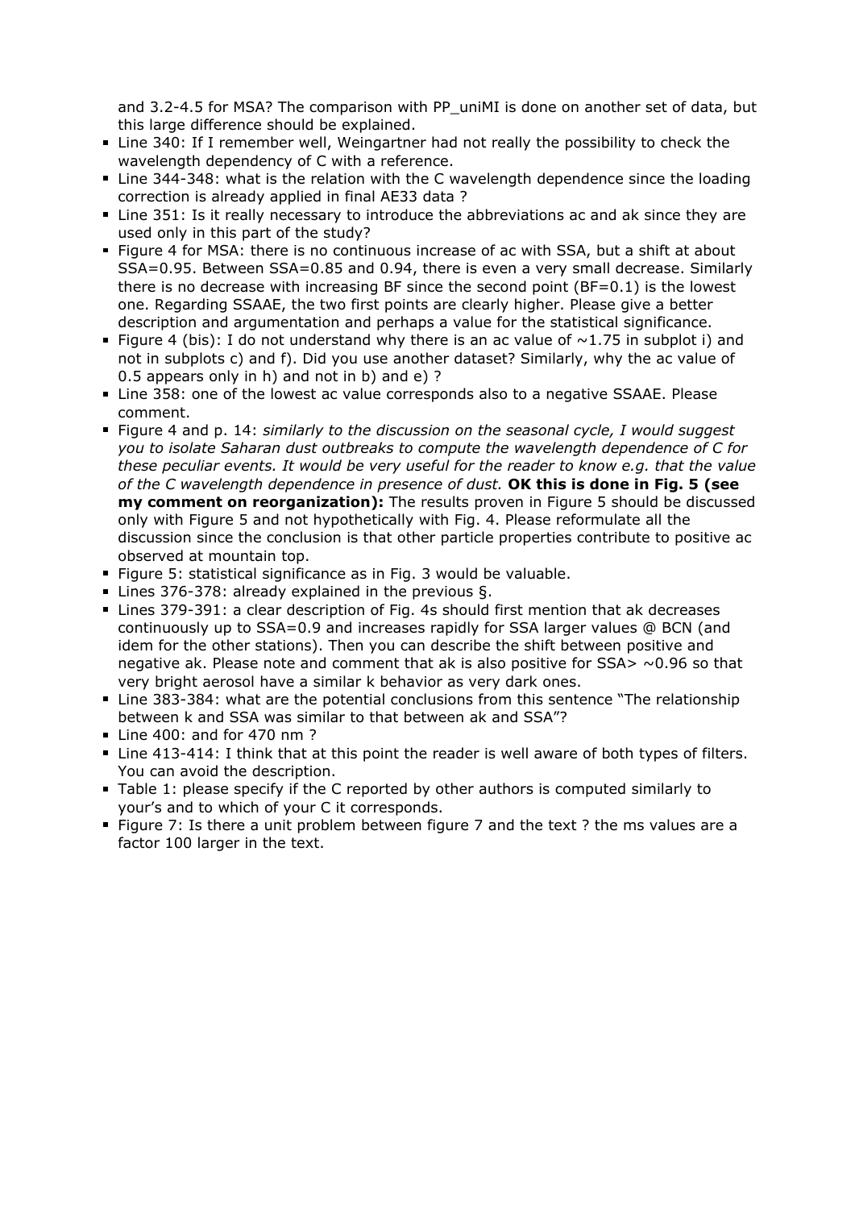and 3.2-4.5 for MSA? The comparison with PP_uniMI is done on another set of data, but this large difference should be explained.

- Line 340: If I remember well, Weingartner had not really the possibility to check the wavelength dependency of C with a reference.
- Line 344-348: what is the relation with the C wavelength dependence since the loading correction is already applied in final AE33 data ?
- Line 351: Is it really necessary to introduce the abbreviations ac and ak since they are used only in this part of the study?
- Figure 4 for MSA: there is no continuous increase of ac with SSA, but a shift at about SSA=0.95. Between SSA=0.85 and 0.94, there is even a very small decrease. Similarly there is no decrease with increasing BF since the second point (BF=0.1) is the lowest one. Regarding SSAAE, the two first points are clearly higher. Please give a better description and argumentation and perhaps a value for the statistical significance.
- Figure 4 (bis): I do not understand why there is an ac value of ~1.75 in subplot i) and not in subplots c) and f). Did you use another dataset? Similarly, why the ac value of 0.5 appears only in h) and not in b) and e) ?
- Line 358: one of the lowest ac value corresponds also to a negative SSAAE. Please comment.
- Figure 4 and p. 14: *similarly to the discussion on the seasonal cycle, I would suggest you to isolate Saharan dust outbreaks to compute the wavelength dependence of C for these peculiar events. It would be very useful for the reader to know e.g. that the value of the C wavelength dependence in presence of dust.* **OK this is done in Fig. 5 (see my comment on reorganization):** The results proven in Figure 5 should be discussed only with Figure 5 and not hypothetically with Fig. 4. Please reformulate all the discussion since the conclusion is that other particle properties contribute to positive ac observed at mountain top.
- Figure 5: statistical significance as in Fig. 3 would be valuable.
- Lines 376-378: already explained in the previous §.
- Lines 379-391: a clear description of Fig. 4s should first mention that ak decreases continuously up to SSA=0.9 and increases rapidly for SSA larger values @ BCN (and idem for the other stations). Then you can describe the shift between positive and negative ak. Please note and comment that ak is also positive for SSA> ~0.96 so that very bright aerosol have a similar k behavior as very dark ones.
- Line 383-384: what are the potential conclusions from this sentence "The relationship between k and SSA was similar to that between ak and SSA"?
- Line 400: and for 470 nm ?
- Line 413-414: I think that at this point the reader is well aware of both types of filters. You can avoid the description.
- Table 1: please specify if the C reported by other authors is computed similarly to your's and to which of your C it corresponds.
- Figure 7: Is there a unit problem between figure 7 and the text ? the ms values are a factor 100 larger in the text.